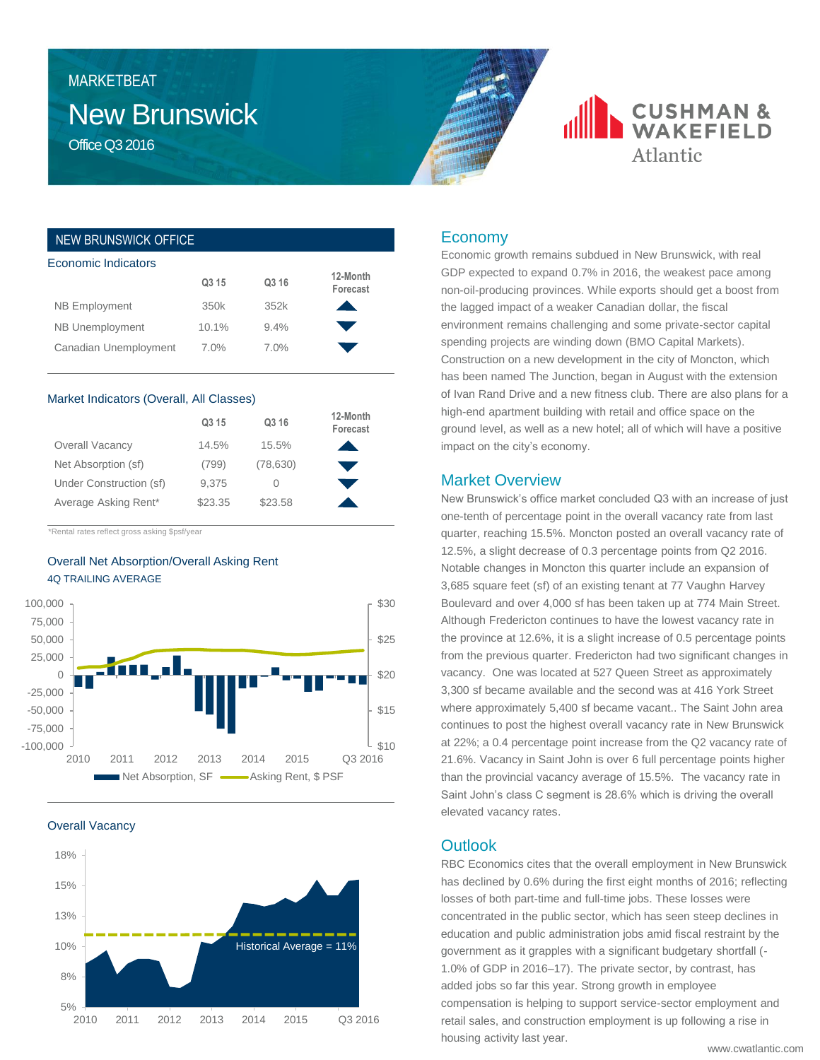MARKETBEAT

# New Brunswick

Office Q3 2016

CUSHMAN & WAKEFIELD Atlantic

## NEW BRUNSWICK OFFICE

### Economic Indicators

| | Q3 15 | Q3 16 | 12-Month Forecast |
|---|---|---|---|
| NB Employment | 350k | 352k | ▲ |
| NB Unemployment | 10.1% | 9.4% | ▼ |
| Canadian Unemployment | 7.0% | 7.0% | ▼ |

### Market Indicators (Overall, All Classes)

| | Q3 15 | Q3 16 | 12-Month Forecast |
|---|---|---|---|
| Overall Vacancy | 14.5% | 15.5% | ▲ |
| Net Absorption (sf) | (799) | (78,630) | ▼ |
| Under Construction (sf) | 9,375 | 0 | ▼ |
| Average Asking Rent* | $23.35 | $23.58 | ▲ |

*Rental rates reflect gross asking $psf/year

### Overall Net Absorption/Overall Asking Rent

4Q TRAILING AVERAGE

Net Absorption, SF — Asking Rent, $ PSF

### Overall Vacancy

Historical Average = 11%

## Economy

Economic growth remains subdued in New Brunswick, with real GDP expected to expand 0.7% in 2016, the weakest pace among non-oil-producing provinces. While exports should get a boost from the lagged impact of a weaker Canadian dollar, the fiscal environment remains challenging and some private-sector capital spending projects are winding down (BMO Capital Markets). Construction on a new development in the city of Moncton, which has been named The Junction, began in August with the extension of Ivan Rand Drive and a new fitness club. There are also plans for a high-end apartment building with retail and office space on the ground level, as well as a new hotel; all of which will have a positive impact on the city's economy.

## Market Overview

New Brunswick's office market concluded Q3 with an increase of just one-tenth of percentage point in the overall vacancy rate from last quarter, reaching 15.5%. Moncton posted an overall vacancy rate of 12.5%, a slight decrease of 0.3 percentage points from Q2 2016. Notable changes in Moncton this quarter include an expansion of 3,685 square feet (sf) of an existing tenant at 77 Vaughn Harvey Boulevard and over 4,000 sf has been taken up at 774 Main Street. Although Fredericton continues to have the lowest vacancy rate in the province at 12.6%, it is a slight increase of 0.5 percentage points from the previous quarter. Fredericton had two significant changes in vacancy. One was located at 527 Queen Street as approximately 3,300 sf became available and the second was at 416 York Street where approximately 5,400 sf became vacant.. The Saint John area continues to post the highest overall vacancy rate in New Brunswick at 22%; a 0.4 percentage point increase from the Q2 vacancy rate of 21.6%. Vacancy in Saint John is over 6 full percentage points higher than the provincial vacancy average of 15.5%. The vacancy rate in Saint John's class C segment is 28.6% which is driving the overall elevated vacancy rates.

## Outlook

RBC Economics cites that the overall employment in New Brunswick has declined by 0.6% during the first eight months of 2016; reflecting losses of both part-time and full-time jobs. These losses were concentrated in the public sector, which has seen steep declines in education and public administration jobs amid fiscal restraint by the government as it grapples with a significant budgetary shortfall (-1.0% of GDP in 2016–17). The private sector, by contrast, has added jobs so far this year. Strong growth in employee compensation is helping to support service-sector employment and retail sales, and construction employment is up following a rise in housing activity last year.

www.cwatlantic.com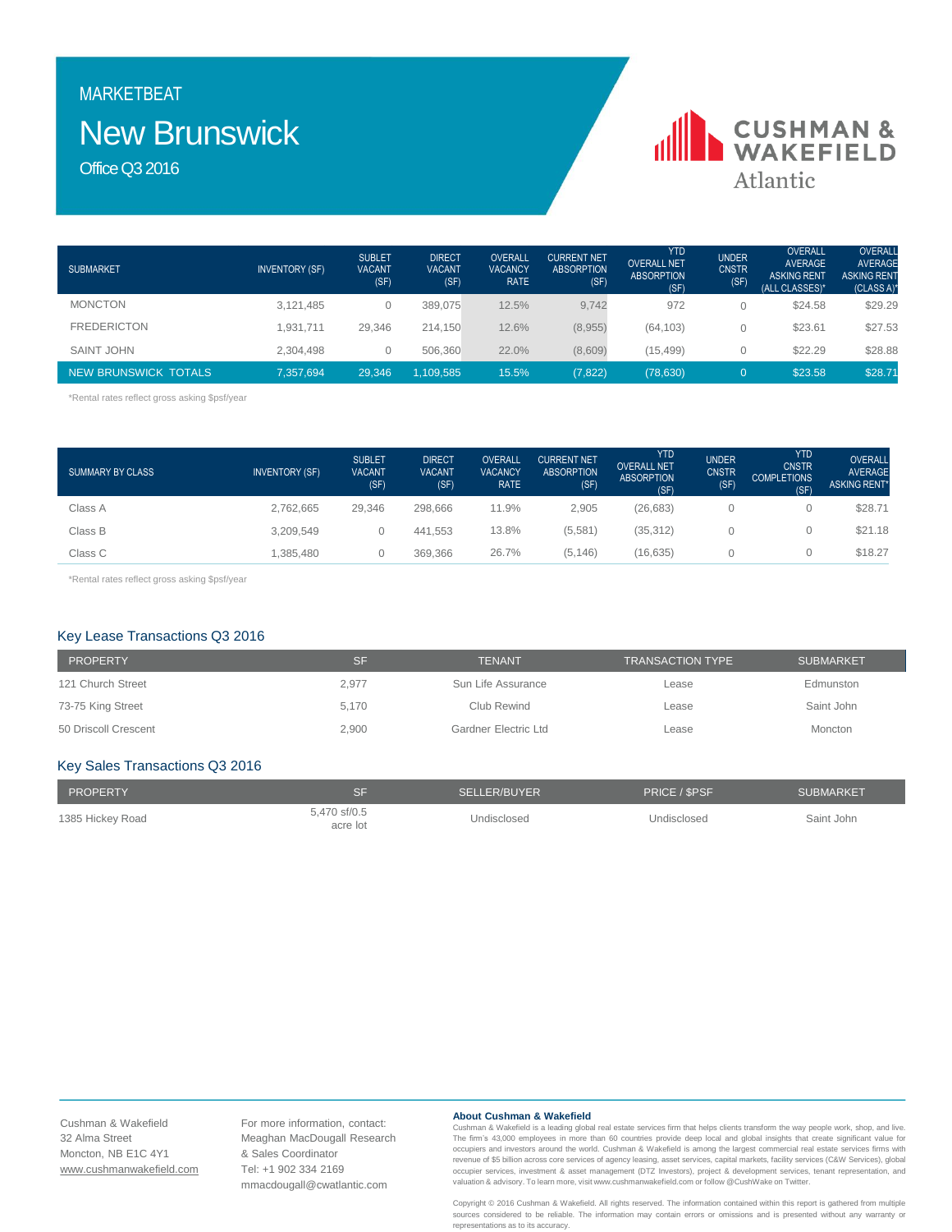MARKETBEAT

# New Brunswick

Office Q3 2016

| SUBMARKET | INVENTORY (SF) | SUBLET VACANT (SF) | DIRECT VACANT (SF) | OVERALL VACANCY RATE | CURRENT NET ABSORPTION (SF) | YTD OVERALL NET ABSORPTION (SF) | UNDER CNSTR (SF) | OVERALL AVERAGE ASKING RENT (ALL CLASSES)* | OVERALL AVERAGE ASKING RENT (CLASS A)* |
|---|---|---|---|---|---|---|---|---|---|
| MONCTON | 3,121,485 | 0 | 389,075 | 12.5% | 9,742 | 972 | 0 | $24.58 | $29.29 |
| FREDERICTON | 1,931,711 | 29,346 | 214,150 | 12.6% | (8,955) | (64,103) | 0 | $23.61 | $27.53 |
| SAINT JOHN | 2,304,498 | 0 | 506,360 | 22.0% | (8,609) | (15,499) | 0 | $22.29 | $28.88 |
| NEW BRUNSWICK TOTALS | 7,357,694 | 29,346 | 1,109,585 | 15.5% | (7,822) | (78,630) | 0 | $23.58 | $28.71 |

*Rental rates reflect gross asking $psf/year

| SUMMARY BY CLASS | INVENTORY (SF) | SUBLET VACANT (SF) | DIRECT VACANT (SF) | OVERALL VACANCY RATE | CURRENT NET ABSORPTION (SF) | YTD OVERALL NET ABSORPTION (SF) | UNDER CNSTR (SF) | YTD CNSTR COMPLETIONS (SF) | OVERALL AVERAGE ASKING RENT* |
|---|---|---|---|---|---|---|---|---|---|
| Class A | 2,762,665 | 29,346 | 298,666 | 11.9% | 2,905 | (26,683) | 0 | 0 | $28.71 |
| Class B | 3,209,549 | 0 | 441,553 | 13.8% | (5,581) | (35,312) | 0 | 0 | $21.18 |
| Class C | 1,385,480 | 0 | 369,366 | 26.7% | (5,146) | (16,635) | 0 | 0 | $18.27 |

*Rental rates reflect gross asking $psf/year

## Key Lease Transactions Q3 2016

| PROPERTY | SF | TENANT | TRANSACTION TYPE | SUBMARKET |
|---|---|---|---|---|
| 121 Church Street | 2,977 | Sun Life Assurance | Lease | Edmunston |
| 73-75 King Street | 5,170 | Club Rewind | Lease | Saint John |
| 50 Driscoll Crescent | 2,900 | Gardner Electric Ltd | Lease | Moncton |

## Key Sales Transactions Q3 2016

| PROPERTY | SF | SELLER/BUYER | PRICE / $PSF | SUBMARKET |
|---|---|---|---|---|
| 1385 Hickey Road | 5,470 sf/0.5 acre lot | Undisclosed | Undisclosed | Saint John |

Cushman & Wakefield
32 Alma Street
Moncton, NB E1C 4Y1
www.cushmanwakefield.com

For more information, contact:
Meaghan MacDougall Research & Sales Coordinator
Tel: +1 902 334 2169
mmacdougall@cwatlantic.com

**About Cushman & Wakefield**

Cushman & Wakefield is a leading global real estate services firm that helps clients transform the way people work, shop, and live. The firm's 43,000 employees in more than 60 countries provide deep local and global insights that create significant value for occupiers and investors around the world. Cushman & Wakefield is among the largest commercial real estate services firms with revenue of $5 billion across core services of agency leasing, asset services, capital markets, facility services (C&W Services), global occupier services, investment & asset management (DTZ Investors), project & development services, tenant representation, and valuation & advisory. To learn more, visit www.cushmanwakefield.com or follow @CushWake on Twitter.

Copyright © 2016 Cushman & Wakefield. All rights reserved. The information contained within this report is gathered from multiple sources considered to be reliable. The information may contain errors or omissions and is presented without any warranty or representations as to its accuracy.